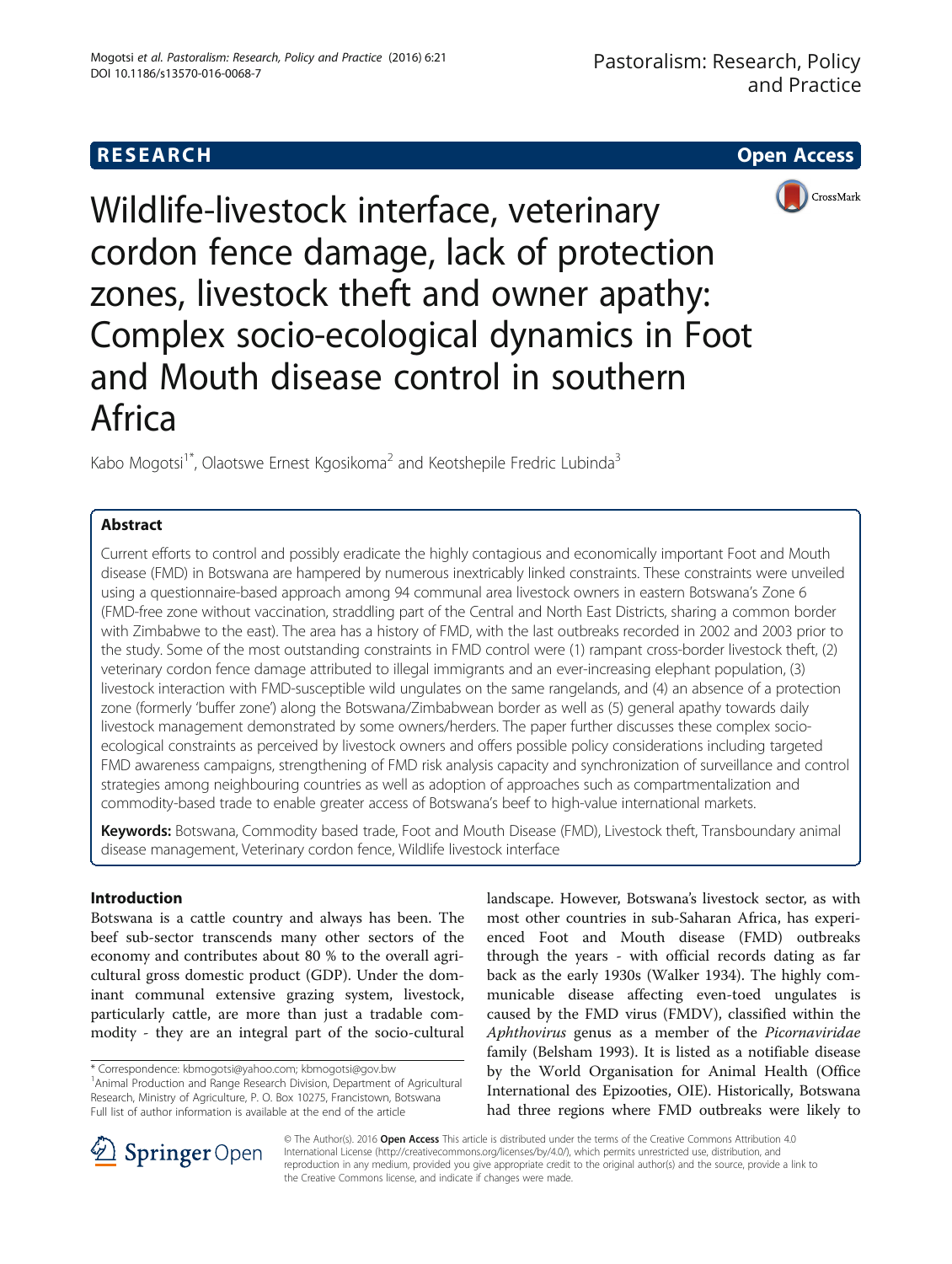**RESEARCH** **Open Access**

# Wildlife-livestock interface, veterinary cordon fence damage, lack of protection zones, livestock theft and owner apathy: Complex socio-ecological dynamics in Foot and Mouth disease control in southern Africa

Kabo Mogotsi[1*], Olaotswe Ernest Kgosikoma[2] and Keotshepile Fredric Lubinda[3]

## Abstract

Current efforts to control and possibly eradicate the highly contagious and economically important Foot and Mouth disease (FMD) in Botswana are hampered by numerous inextricably linked constraints. These constraints were unveiled using a questionnaire-based approach among 94 communal area livestock owners in eastern Botswana's Zone 6 (FMD-free zone without vaccination, straddling part of the Central and North East Districts, sharing a common border with Zimbabwe to the east). The area has a history of FMD, with the last outbreaks recorded in 2002 and 2003 prior to the study. Some of the most outstanding constraints in FMD control were (1) rampant cross-border livestock theft, (2) veterinary cordon fence damage attributed to illegal immigrants and an ever-increasing elephant population, (3) livestock interaction with FMD-susceptible wild ungulates on the same rangelands, and (4) an absence of a protection zone (formerly 'buffer zone') along the Botswana/Zimbabwean border as well as (5) general apathy towards daily livestock management demonstrated by some owners/herders. The paper further discusses these complex socio-ecological constraints as perceived by livestock owners and offers possible policy considerations including targeted FMD awareness campaigns, strengthening of FMD risk analysis capacity and synchronization of surveillance and control strategies among neighbouring countries as well as adoption of approaches such as compartmentalization and commodity-based trade to enable greater access of Botswana's beef to high-value international markets.

**Keywords:** Botswana, Commodity based trade, Foot and Mouth Disease (FMD), Livestock theft, Transboundary animal disease management, Veterinary cordon fence, Wildlife livestock interface

## Introduction

Botswana is a cattle country and always has been. The beef sub-sector transcends many other sectors of the economy and contributes about 80 % to the overall agricultural gross domestic product (GDP). Under the dominant communal extensive grazing system, livestock, particularly cattle, are more than just a tradable commodity - they are an integral part of the socio-cultural landscape. However, Botswana's livestock sector, as with most other countries in sub-Saharan Africa, has experienced Foot and Mouth disease (FMD) outbreaks through the years - with official records dating as far back as the early 1930s (Walker 1934). The highly communicable disease affecting even-toed ungulates is caused by the FMD virus (FMDV), classified within the *Aphthovirus* genus as a member of the *Picornaviridae* family (Belsham 1993). It is listed as a notifiable disease by the World Organisation for Animal Health (Office International des Epizooties, OIE). Historically, Botswana had three regions where FMD outbreaks were likely to

\* Correspondence: kbmogotsi@yahoo.com; kbmogotsi@gov.bw
[1]Animal Production and Range Research Division, Department of Agricultural Research, Ministry of Agriculture, P. O. Box 10275, Francistown, Botswana
Full list of author information is available at the end of the article

© The Author(s). 2016 **Open Access** This article is distributed under the terms of the Creative Commons Attribution 4.0 International License (http://creativecommons.org/licenses/by/4.0/), which permits unrestricted use, distribution, and reproduction in any medium, provided you give appropriate credit to the original author(s) and the source, provide a link to the Creative Commons license, and indicate if changes were made.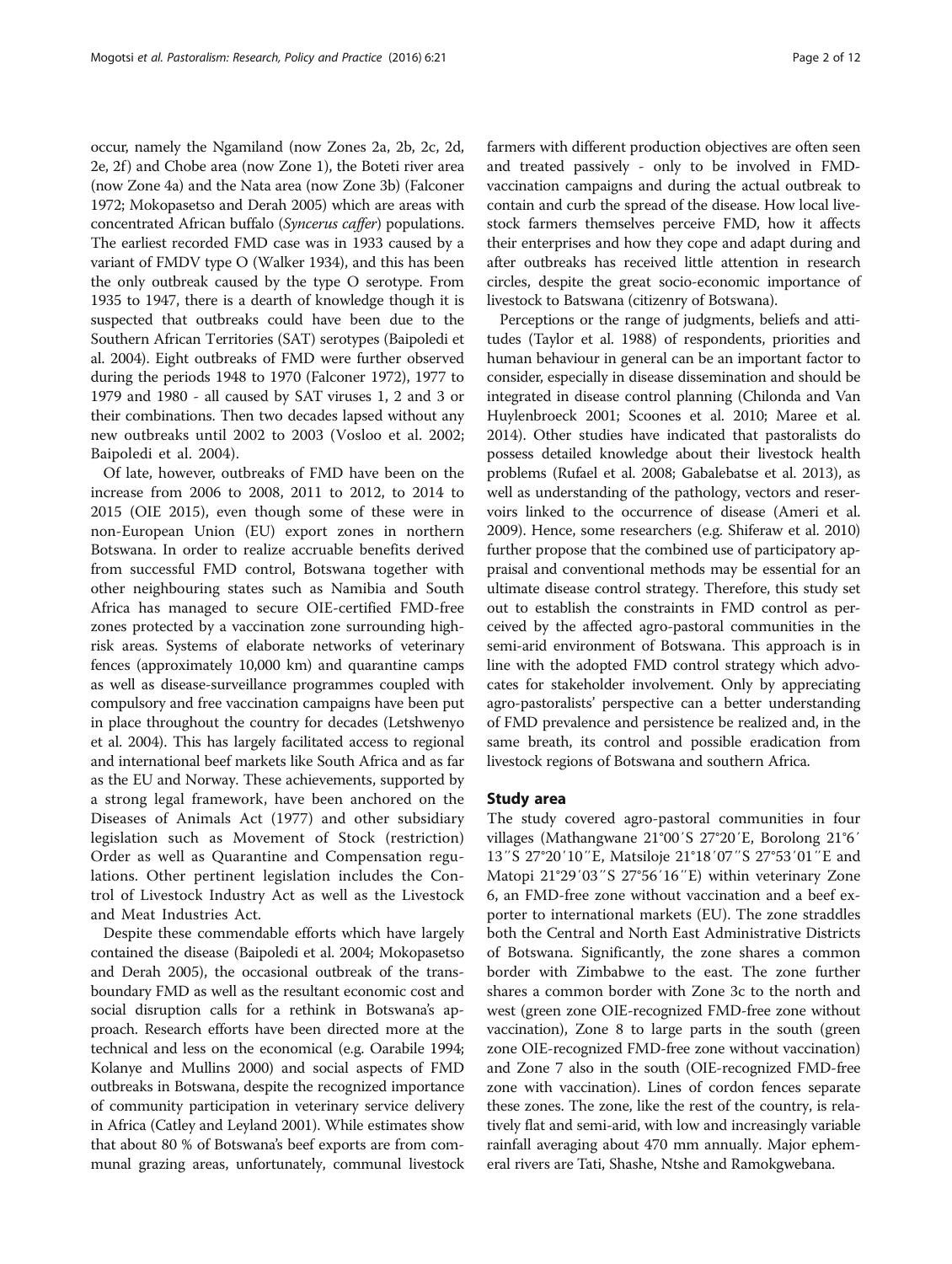occur, namely the Ngamiland (now Zones 2a, 2b, 2c, 2d, 2e, 2f) and Chobe area (now Zone 1), the Boteti river area (now Zone 4a) and the Nata area (now Zone 3b) (Falconer 1972; Mokopasetso and Derah 2005) which are areas with concentrated African buffalo (*Syncerus caffer*) populations. The earliest recorded FMD case was in 1933 caused by a variant of FMDV type O (Walker 1934), and this has been the only outbreak caused by the type O serotype. From 1935 to 1947, there is a dearth of knowledge though it is suspected that outbreaks could have been due to the Southern African Territories (SAT) serotypes (Baipoledi et al. 2004). Eight outbreaks of FMD were further observed during the periods 1948 to 1970 (Falconer 1972), 1977 to 1979 and 1980 - all caused by SAT viruses 1, 2 and 3 or their combinations. Then two decades lapsed without any new outbreaks until 2002 to 2003 (Vosloo et al. 2002; Baipoledi et al. 2004).

Of late, however, outbreaks of FMD have been on the increase from 2006 to 2008, 2011 to 2012, to 2014 to 2015 (OIE 2015), even though some of these were in non-European Union (EU) export zones in northern Botswana. In order to realize accruable benefits derived from successful FMD control, Botswana together with other neighbouring states such as Namibia and South Africa has managed to secure OIE-certified FMD-free zones protected by a vaccination zone surrounding high-risk areas. Systems of elaborate networks of veterinary fences (approximately 10,000 km) and quarantine camps as well as disease-surveillance programmes coupled with compulsory and free vaccination campaigns have been put in place throughout the country for decades (Letshwenyo et al. 2004). This has largely facilitated access to regional and international beef markets like South Africa and as far as the EU and Norway. These achievements, supported by a strong legal framework, have been anchored on the Diseases of Animals Act (1977) and other subsidiary legislation such as Movement of Stock (restriction) Order as well as Quarantine and Compensation regulations. Other pertinent legislation includes the Control of Livestock Industry Act as well as the Livestock and Meat Industries Act.

Despite these commendable efforts which have largely contained the disease (Baipoledi et al. 2004; Mokopasetso and Derah 2005), the occasional outbreak of the trans-boundary FMD as well as the resultant economic cost and social disruption calls for a rethink in Botswana's approach. Research efforts have been directed more at the technical and less on the economical (e.g. Oarabile 1994; Kolanye and Mullins 2000) and social aspects of FMD outbreaks in Botswana, despite the recognized importance of community participation in veterinary service delivery in Africa (Catley and Leyland 2001). While estimates show that about 80 % of Botswana's beef exports are from communal grazing areas, unfortunately, communal livestock farmers with different production objectives are often seen and treated passively - only to be involved in FMD-vaccination campaigns and during the actual outbreak to contain and curb the spread of the disease. How local livestock farmers themselves perceive FMD, how it affects their enterprises and how they cope and adapt during and after outbreaks has received little attention in research circles, despite the great socio-economic importance of livestock to Batswana (citizenry of Botswana).

Perceptions or the range of judgments, beliefs and attitudes (Taylor et al. 1988) of respondents, priorities and human behaviour in general can be an important factor to consider, especially in disease dissemination and should be integrated in disease control planning (Chilonda and Van Huylenbroeck 2001; Scoones et al. 2010; Maree et al. 2014). Other studies have indicated that pastoralists do possess detailed knowledge about their livestock health problems (Rufael et al. 2008; Gabalebatse et al. 2013), as well as understanding of the pathology, vectors and reservoirs linked to the occurrence of disease (Ameri et al. 2009). Hence, some researchers (e.g. Shiferaw et al. 2010) further propose that the combined use of participatory appraisal and conventional methods may be essential for an ultimate disease control strategy. Therefore, this study set out to establish the constraints in FMD control as perceived by the affected agro-pastoral communities in the semi-arid environment of Botswana. This approach is in line with the adopted FMD control strategy which advocates for stakeholder involvement. Only by appreciating agro-pastoralists' perspective can a better understanding of FMD prevalence and persistence be realized and, in the same breath, its control and possible eradication from livestock regions of Botswana and southern Africa.

## Study area

The study covered agro-pastoral communities in four villages (Mathangwane 21°00′S 27°20′E, Borolong 21°6′13″S 27°20′10″E, Matsiloje 21°18′07″S 27°53′01″E and Matopi 21°29′03″S 27°56′16″E) within veterinary Zone 6, an FMD-free zone without vaccination and a beef exporter to international markets (EU). The zone straddles both the Central and North East Administrative Districts of Botswana. Significantly, the zone shares a common border with Zimbabwe to the east. The zone further shares a common border with Zone 3c to the north and west (green zone OIE-recognized FMD-free zone without vaccination), Zone 8 to large parts in the south (green zone OIE-recognized FMD-free zone without vaccination) and Zone 7 also in the south (OIE-recognized FMD-free zone with vaccination). Lines of cordon fences separate these zones. The zone, like the rest of the country, is relatively flat and semi-arid, with low and increasingly variable rainfall averaging about 470 mm annually. Major ephemeral rivers are Tati, Shashe, Ntshe and Ramokgwebana.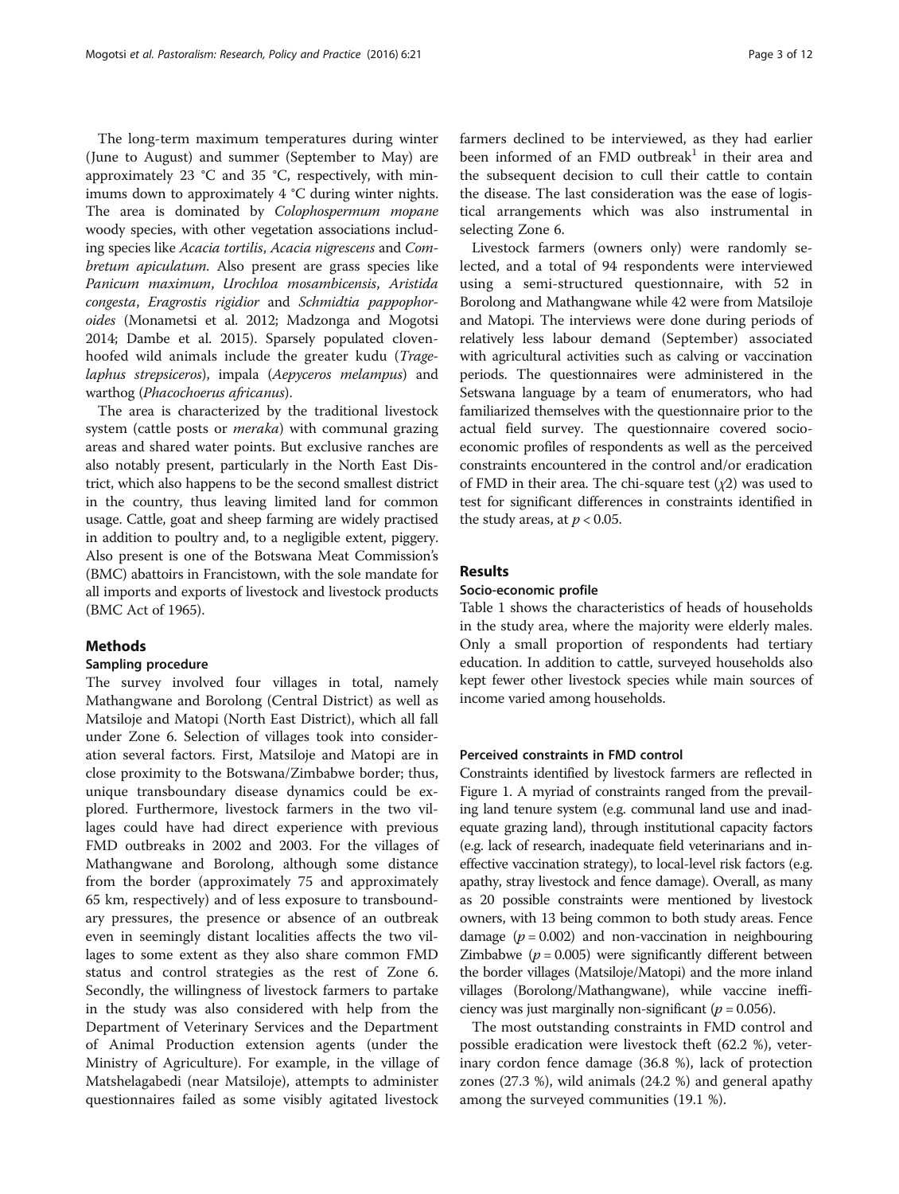The long-term maximum temperatures during winter (June to August) and summer (September to May) are approximately 23 °C and 35 °C, respectively, with minimums down to approximately 4 °C during winter nights. The area is dominated by *Colophospermum mopane* woody species, with other vegetation associations including species like *Acacia tortilis*, *Acacia nigrescens* and *Combretum apiculatum*. Also present are grass species like *Panicum maximum*, *Urochloa mosambicensis*, *Aristida congesta*, *Eragrostis rigidior* and *Schmidtia pappophoroides* (Monametsi et al. 2012; Madzonga and Mogotsi 2014; Dambe et al. 2015). Sparsely populated cloven-hoofed wild animals include the greater kudu (*Tragelaphus strepsiceros*), impala (*Aepyceros melampus*) and warthog (*Phacochoerus africanus*).

The area is characterized by the traditional livestock system (cattle posts or *meraka*) with communal grazing areas and shared water points. But exclusive ranches are also notably present, particularly in the North East District, which also happens to be the second smallest district in the country, thus leaving limited land for common usage. Cattle, goat and sheep farming are widely practised in addition to poultry and, to a negligible extent, piggery. Also present is one of the Botswana Meat Commission's (BMC) abattoirs in Francistown, with the sole mandate for all imports and exports of livestock and livestock products (BMC Act of 1965).

## Methods

### Sampling procedure

The survey involved four villages in total, namely Mathangwane and Borolong (Central District) as well as Matsiloje and Matopi (North East District), which all fall under Zone 6. Selection of villages took into consideration several factors. First, Matsiloje and Matopi are in close proximity to the Botswana/Zimbabwe border; thus, unique transboundary disease dynamics could be explored. Furthermore, livestock farmers in the two villages could have had direct experience with previous FMD outbreaks in 2002 and 2003. For the villages of Mathangwane and Borolong, although some distance from the border (approximately 75 and approximately 65 km, respectively) and of less exposure to transboundary pressures, the presence or absence of an outbreak even in seemingly distant localities affects the two villages to some extent as they also share common FMD status and control strategies as the rest of Zone 6. Secondly, the willingness of livestock farmers to partake in the study was also considered with help from the Department of Veterinary Services and the Department of Animal Production extension agents (under the Ministry of Agriculture). For example, in the village of Matshelagabedi (near Matsiloje), attempts to administer questionnaires failed as some visibly agitated livestock farmers declined to be interviewed, as they had earlier been informed of an FMD outbreak[1] in their area and the subsequent decision to cull their cattle to contain the disease. The last consideration was the ease of logistical arrangements which was also instrumental in selecting Zone 6.

Livestock farmers (owners only) were randomly selected, and a total of 94 respondents were interviewed using a semi-structured questionnaire, with 52 in Borolong and Mathangwane while 42 were from Matsiloje and Matopi. The interviews were done during periods of relatively less labour demand (September) associated with agricultural activities such as calving or vaccination periods. The questionnaires were administered in the Setswana language by a team of enumerators, who had familiarized themselves with the questionnaire prior to the actual field survey. The questionnaire covered socio-economic profiles of respondents as well as the perceived constraints encountered in the control and/or eradication of FMD in their area. The chi-square test ($\chi 2$) was used to test for significant differences in constraints identified in the study areas, at $p < 0.05$.

## Results

### Socio-economic profile

Table 1 shows the characteristics of heads of households in the study area, where the majority were elderly males. Only a small proportion of respondents had tertiary education. In addition to cattle, surveyed households also kept fewer other livestock species while main sources of income varied among households.

### Perceived constraints in FMD control

Constraints identified by livestock farmers are reflected in Figure 1. A myriad of constraints ranged from the prevailing land tenure system (e.g. communal land use and inadequate grazing land), through institutional capacity factors (e.g. lack of research, inadequate field veterinarians and ineffective vaccination strategy), to local-level risk factors (e.g. apathy, stray livestock and fence damage). Overall, as many as 20 possible constraints were mentioned by livestock owners, with 13 being common to both study areas. Fence damage ($p = 0.002$) and non-vaccination in neighbouring Zimbabwe ($p = 0.005$) were significantly different between the border villages (Matsiloje/Matopi) and the more inland villages (Borolong/Mathangwane), while vaccine inefficiency was just marginally non-significant ($p = 0.056$).

The most outstanding constraints in FMD control and possible eradication were livestock theft (62.2 %), veterinary cordon fence damage (36.8 %), lack of protection zones (27.3 %), wild animals (24.2 %) and general apathy among the surveyed communities (19.1 %).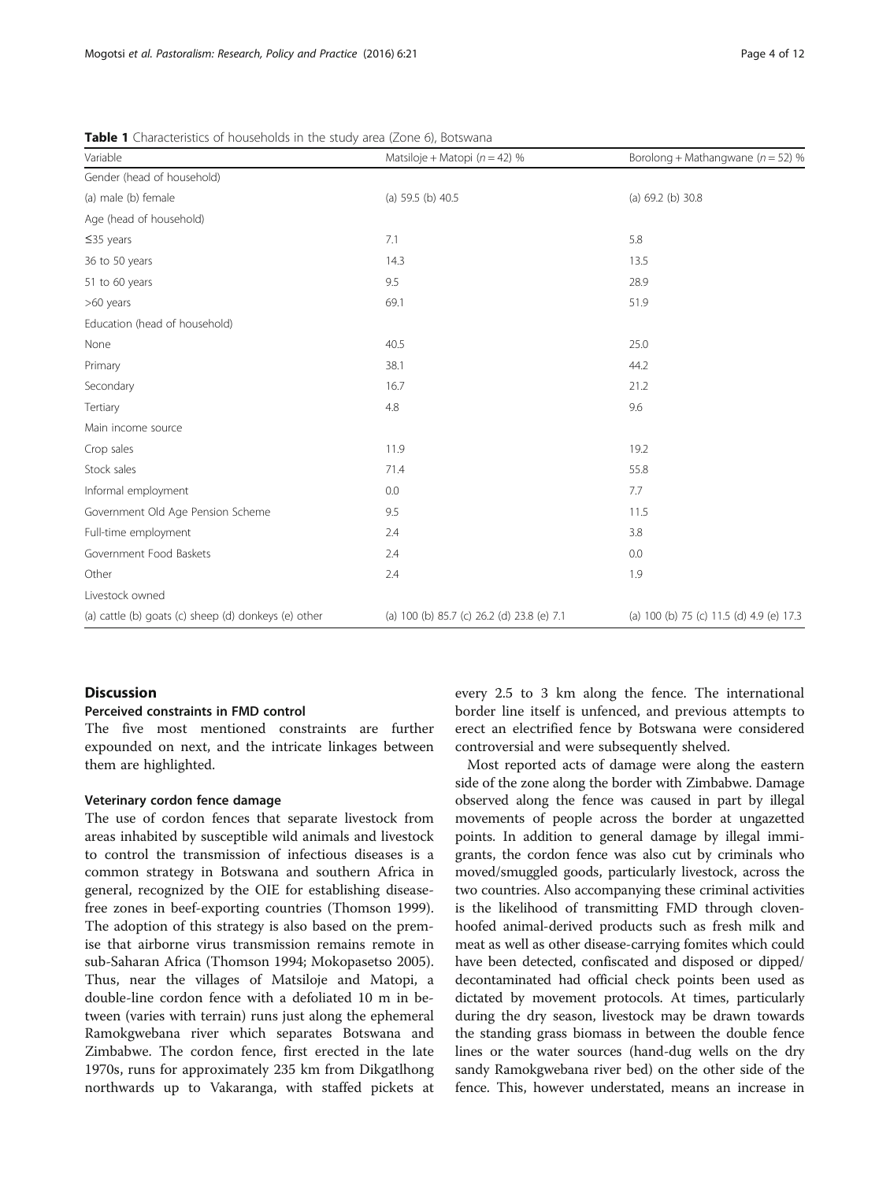**Table 1** Characteristics of households in the study area (Zone 6), Botswana

| Variable | Matsiloje + Matopi (*n* = 42) % | Borolong + Mathangwane (*n* = 52) % |
|---|---|---|
| Gender (head of household) | | |
| (a) male (b) female | (a) 59.5 (b) 40.5 | (a) 69.2 (b) 30.8 |
| Age (head of household) | | |
| ≤35 years | 7.1 | 5.8 |
| 36 to 50 years | 14.3 | 13.5 |
| 51 to 60 years | 9.5 | 28.9 |
| >60 years | 69.1 | 51.9 |
| Education (head of household) | | |
| None | 40.5 | 25.0 |
| Primary | 38.1 | 44.2 |
| Secondary | 16.7 | 21.2 |
| Tertiary | 4.8 | 9.6 |
| Main income source | | |
| Crop sales | 11.9 | 19.2 |
| Stock sales | 71.4 | 55.8 |
| Informal employment | 0.0 | 7.7 |
| Government Old Age Pension Scheme | 9.5 | 11.5 |
| Full-time employment | 2.4 | 3.8 |
| Government Food Baskets | 2.4 | 0.0 |
| Other | 2.4 | 1.9 |
| Livestock owned | | |
| (a) cattle (b) goats (c) sheep (d) donkeys (e) other | (a) 100 (b) 85.7 (c) 26.2 (d) 23.8 (e) 7.1 | (a) 100 (b) 75 (c) 11.5 (d) 4.9 (e) 17.3 |

## Discussion

### Perceived constraints in FMD control

The five most mentioned constraints are further expounded on next, and the intricate linkages between them are highlighted.

### Veterinary cordon fence damage

The use of cordon fences that separate livestock from areas inhabited by susceptible wild animals and livestock to control the transmission of infectious diseases is a common strategy in Botswana and southern Africa in general, recognized by the OIE for establishing disease-free zones in beef-exporting countries (Thomson 1999). The adoption of this strategy is also based on the premise that airborne virus transmission remains remote in sub-Saharan Africa (Thomson 1994; Mokopasetso 2005). Thus, near the villages of Matsiloje and Matopi, a double-line cordon fence with a defoliated 10 m in between (varies with terrain) runs just along the ephemeral Ramokgwebana river which separates Botswana and Zimbabwe. The cordon fence, first erected in the late 1970s, runs for approximately 235 km from Dikgatlhong northwards up to Vakaranga, with staffed pickets at every 2.5 to 3 km along the fence. The international border line itself is unfenced, and previous attempts to erect an electrified fence by Botswana were considered controversial and were subsequently shelved.

Most reported acts of damage were along the eastern side of the zone along the border with Zimbabwe. Damage observed along the fence was caused in part by illegal movements of people across the border at ungazetted points. In addition to general damage by illegal immigrants, the cordon fence was also cut by criminals who moved/smuggled goods, particularly livestock, across the two countries. Also accompanying these criminal activities is the likelihood of transmitting FMD through cloven-hoofed animal-derived products such as fresh milk and meat as well as other disease-carrying fomites which could have been detected, confiscated and disposed or dipped/decontaminated had official check points been used as dictated by movement protocols. At times, particularly during the dry season, livestock may be drawn towards the standing grass biomass in between the double fence lines or the water sources (hand-dug wells on the dry sandy Ramokgwebana river bed) on the other side of the fence. This, however understated, means an increase in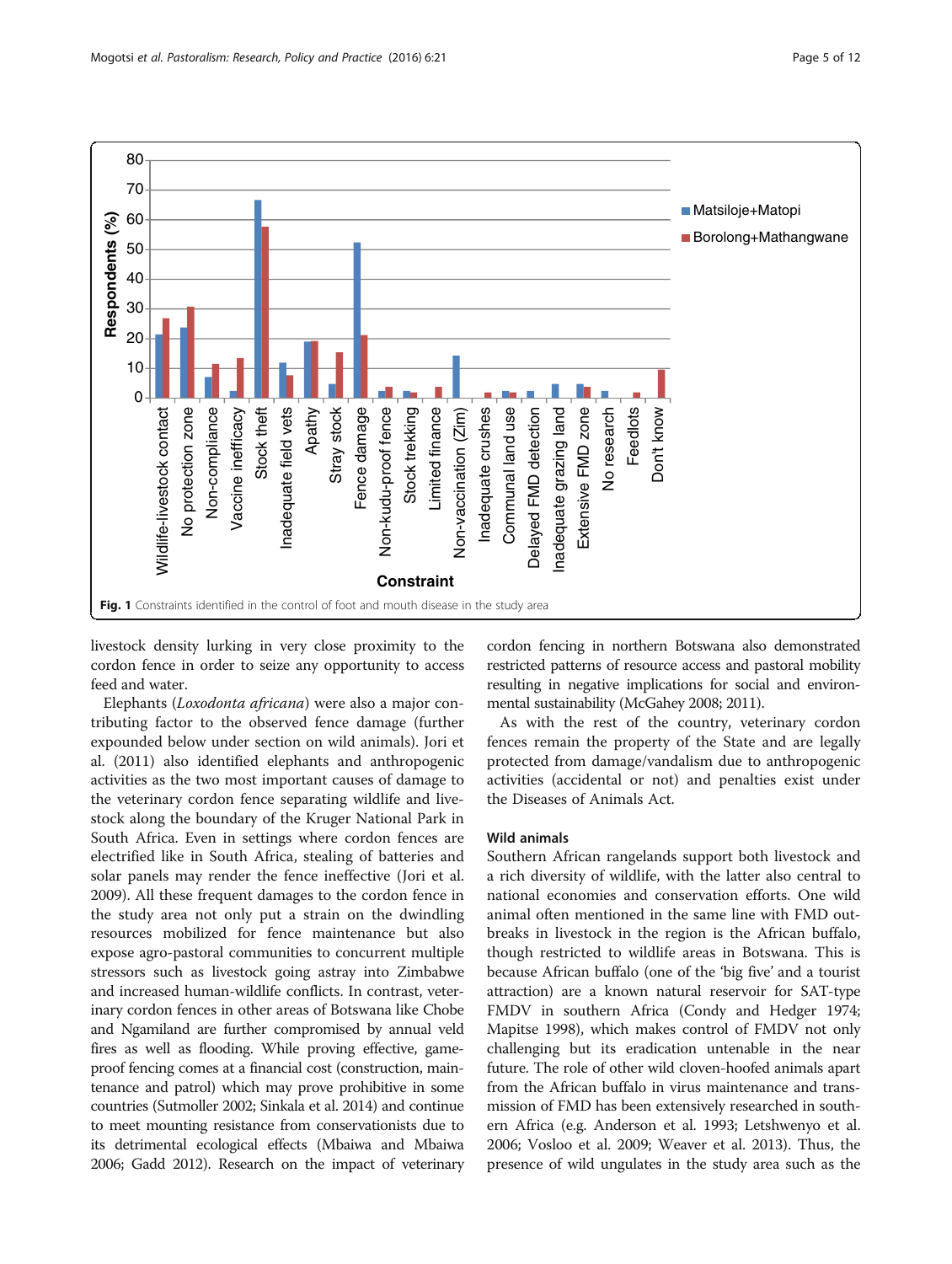Fig. 1 Constraints identified in the control of foot and mouth disease in the study area

livestock density lurking in very close proximity to the cordon fence in order to seize any opportunity to access feed and water.

Elephants (*Loxodonta africana*) were also a major contributing factor to the observed fence damage (further expounded below under section on wild animals). Jori et al. (2011) also identified elephants and anthropogenic activities as the two most important causes of damage to the veterinary cordon fence separating wildlife and livestock along the boundary of the Kruger National Park in South Africa. Even in settings where cordon fences are electrified like in South Africa, stealing of batteries and solar panels may render the fence ineffective (Jori et al. 2009). All these frequent damages to the cordon fence in the study area not only put a strain on the dwindling resources mobilized for fence maintenance but also expose agro-pastoral communities to concurrent multiple stressors such as livestock going astray into Zimbabwe and increased human-wildlife conflicts. In contrast, veterinary cordon fences in other areas of Botswana like Chobe and Ngamiland are further compromised by annual veld fires as well as flooding. While proving effective, game-proof fencing comes at a financial cost (construction, maintenance and patrol) which may prove prohibitive in some countries (Sutmoller 2002; Sinkala et al. 2014) and continue to meet mounting resistance from conservationists due to its detrimental ecological effects (Mbaiwa and Mbaiwa 2006; Gadd 2012). Research on the impact of veterinary cordon fencing in northern Botswana also demonstrated restricted patterns of resource access and pastoral mobility resulting in negative implications for social and environmental sustainability (McGahey 2008; 2011).

As with the rest of the country, veterinary cordon fences remain the property of the State and are legally protected from damage/vandalism due to anthropogenic activities (accidental or not) and penalties exist under the Diseases of Animals Act.

### Wild animals

Southern African rangelands support both livestock and a rich diversity of wildlife, with the latter also central to national economies and conservation efforts. One wild animal often mentioned in the same line with FMD outbreaks in livestock in the region is the African buffalo, though restricted to wildlife areas in Botswana. This is because African buffalo (one of the 'big five' and a tourist attraction) are a known natural reservoir for SAT-type FMDV in southern Africa (Condy and Hedger 1974; Mapitse 1998), which makes control of FMDV not only challenging but its eradication untenable in the near future. The role of other wild cloven-hoofed animals apart from the African buffalo in virus maintenance and transmission of FMD has been extensively researched in southern Africa (e.g. Anderson et al. 1993; Letshwenyo et al. 2006; Vosloo et al. 2009; Weaver et al. 2013). Thus, the presence of wild ungulates in the study area such as the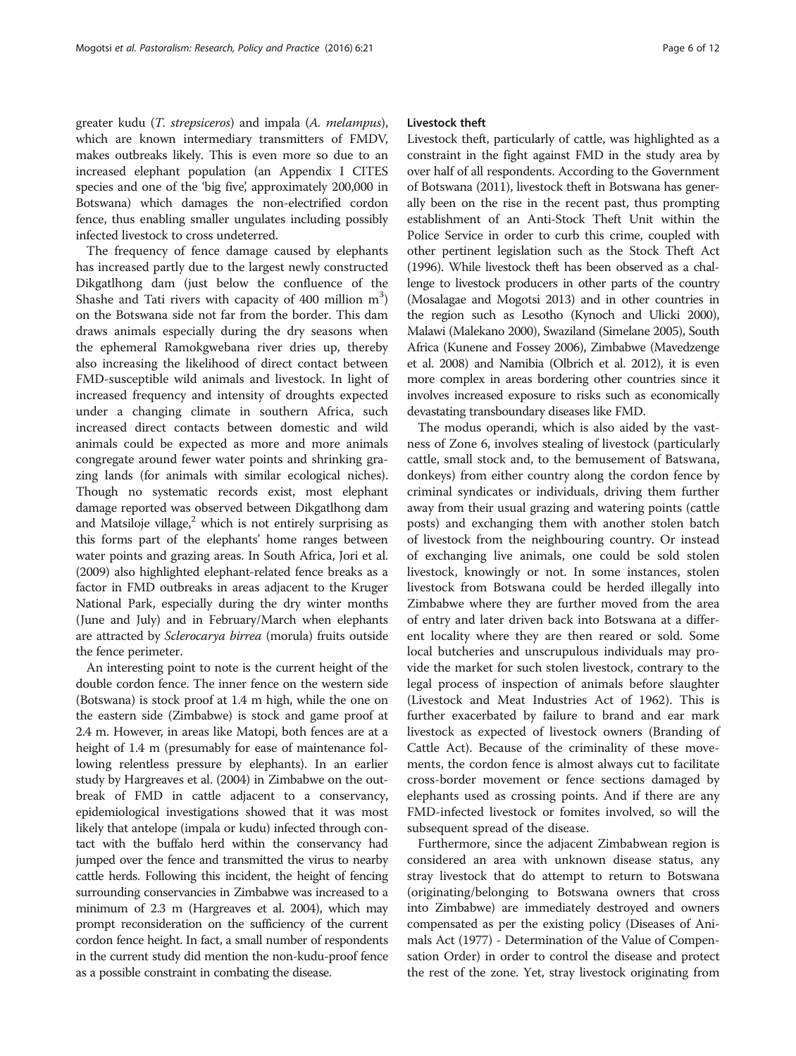greater kudu (*T. strepsiceros*) and impala (*A. melampus*), which are known intermediary transmitters of FMDV, makes outbreaks likely. This is even more so due to an increased elephant population (an Appendix I CITES species and one of the 'big five', approximately 200,000 in Botswana) which damages the non-electrified cordon fence, thus enabling smaller ungulates including possibly infected livestock to cross undeterred.

The frequency of fence damage caused by elephants has increased partly due to the largest newly constructed Dikgatlhong dam (just below the confluence of the Shashe and Tati rivers with capacity of 400 million $m^3$) on the Botswana side not far from the border. This dam draws animals especially during the dry seasons when the ephemeral Ramokgwebana river dries up, thereby also increasing the likelihood of direct contact between FMD-susceptible wild animals and livestock. In light of increased frequency and intensity of droughts expected under a changing climate in southern Africa, such increased direct contacts between domestic and wild animals could be expected as more and more animals congregate around fewer water points and shrinking grazing lands (for animals with similar ecological niches). Though no systematic records exist, most elephant damage reported was observed between Dikgatlhong dam and Matsiloje village,[2] which is not entirely surprising as this forms part of the elephants' home ranges between water points and grazing areas. In South Africa, Jori et al. (2009) also highlighted elephant-related fence breaks as a factor in FMD outbreaks in areas adjacent to the Kruger National Park, especially during the dry winter months (June and July) and in February/March when elephants are attracted by *Sclerocarya birrea* (morula) fruits outside the fence perimeter.

An interesting point to note is the current height of the double cordon fence. The inner fence on the western side (Botswana) is stock proof at 1.4 m high, while the one on the eastern side (Zimbabwe) is stock and game proof at 2.4 m. However, in areas like Matopi, both fences are at a height of 1.4 m (presumably for ease of maintenance following relentless pressure by elephants). In an earlier study by Hargreaves et al. (2004) in Zimbabwe on the outbreak of FMD in cattle adjacent to a conservancy, epidemiological investigations showed that it was most likely that antelope (impala or kudu) infected through contact with the buffalo herd within the conservancy had jumped over the fence and transmitted the virus to nearby cattle herds. Following this incident, the height of fencing surrounding conservancies in Zimbabwe was increased to a minimum of 2.3 m (Hargreaves et al. 2004), which may prompt reconsideration on the sufficiency of the current cordon fence height. In fact, a small number of respondents in the current study did mention the non-kudu-proof fence as a possible constraint in combating the disease.

### Livestock theft

Livestock theft, particularly of cattle, was highlighted as a constraint in the fight against FMD in the study area by over half of all respondents. According to the Government of Botswana (2011), livestock theft in Botswana has generally been on the rise in the recent past, thus prompting establishment of an Anti-Stock Theft Unit within the Police Service in order to curb this crime, coupled with other pertinent legislation such as the Stock Theft Act (1996). While livestock theft has been observed as a challenge to livestock producers in other parts of the country (Mosalagae and Mogotsi 2013) and in other countries in the region such as Lesotho (Kynoch and Ulicki 2000), Malawi (Malekano 2000), Swaziland (Simelane 2005), South Africa (Kunene and Fossey 2006), Zimbabwe (Mavedzenge et al. 2008) and Namibia (Olbrich et al. 2012), it is even more complex in areas bordering other countries since it involves increased exposure to risks such as economically devastating transboundary diseases like FMD.

The modus operandi, which is also aided by the vastness of Zone 6, involves stealing of livestock (particularly cattle, small stock and, to the bemusement of Batswana, donkeys) from either country along the cordon fence by criminal syndicates or individuals, driving them further away from their usual grazing and watering points (cattle posts) and exchanging them with another stolen batch of livestock from the neighbouring country. Or instead of exchanging live animals, one could be sold stolen livestock, knowingly or not. In some instances, stolen livestock from Botswana could be herded illegally into Zimbabwe where they are further moved from the area of entry and later driven back into Botswana at a different locality where they are then reared or sold. Some local butcheries and unscrupulous individuals may provide the market for such stolen livestock, contrary to the legal process of inspection of animals before slaughter (Livestock and Meat Industries Act of 1962). This is further exacerbated by failure to brand and ear mark livestock as expected of livestock owners (Branding of Cattle Act). Because of the criminality of these movements, the cordon fence is almost always cut to facilitate cross-border movement or fence sections damaged by elephants used as crossing points. And if there are any FMD-infected livestock or fomites involved, so will the subsequent spread of the disease.

Furthermore, since the adjacent Zimbabwean region is considered an area with unknown disease status, any stray livestock that do attempt to return to Botswana (originating/belonging to Botswana owners that cross into Zimbabwe) are immediately destroyed and owners compensated as per the existing policy (Diseases of Animals Act (1977) - Determination of the Value of Compensation Order) in order to control the disease and protect the rest of the zone. Yet, stray livestock originating from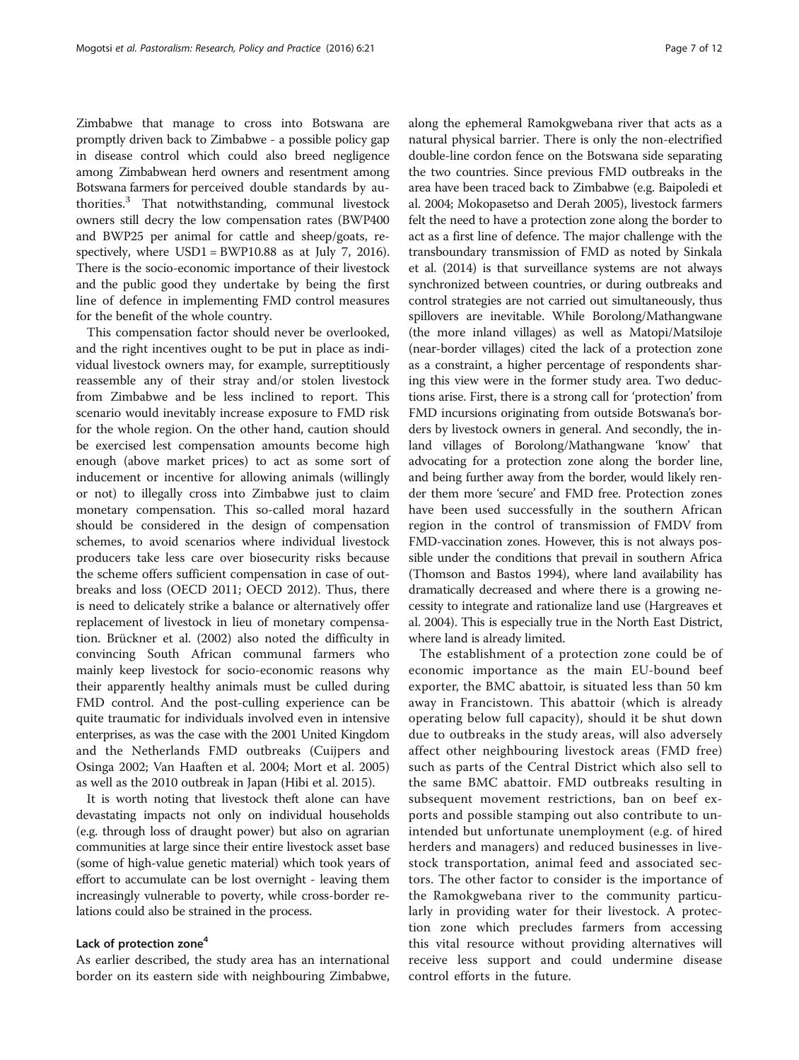Zimbabwe that manage to cross into Botswana are promptly driven back to Zimbabwe - a possible policy gap in disease control which could also breed negligence among Zimbabwean herd owners and resentment among Botswana farmers for perceived double standards by authorities.[3] That notwithstanding, communal livestock owners still decry the low compensation rates (BWP400 and BWP25 per animal for cattle and sheep/goats, respectively, where USD1 = BWP10.88 as at July 7, 2016). There is the socio-economic importance of their livestock and the public good they undertake by being the first line of defence in implementing FMD control measures for the benefit of the whole country.

This compensation factor should never be overlooked, and the right incentives ought to be put in place as individual livestock owners may, for example, surreptitiously reassemble any of their stray and/or stolen livestock from Zimbabwe and be less inclined to report. This scenario would inevitably increase exposure to FMD risk for the whole region. On the other hand, caution should be exercised lest compensation amounts become high enough (above market prices) to act as some sort of inducement or incentive for allowing animals (willingly or not) to illegally cross into Zimbabwe just to claim monetary compensation. This so-called moral hazard should be considered in the design of compensation schemes, to avoid scenarios where individual livestock producers take less care over biosecurity risks because the scheme offers sufficient compensation in case of outbreaks and loss (OECD 2011; OECD 2012). Thus, there is need to delicately strike a balance or alternatively offer replacement of livestock in lieu of monetary compensation. Brückner et al. (2002) also noted the difficulty in convincing South African communal farmers who mainly keep livestock for socio-economic reasons why their apparently healthy animals must be culled during FMD control. And the post-culling experience can be quite traumatic for individuals involved even in intensive enterprises, as was the case with the 2001 United Kingdom and the Netherlands FMD outbreaks (Cuijpers and Osinga 2002; Van Haaften et al. 2004; Mort et al. 2005) as well as the 2010 outbreak in Japan (Hibi et al. 2015).

It is worth noting that livestock theft alone can have devastating impacts not only on individual households (e.g. through loss of draught power) but also on agrarian communities at large since their entire livestock asset base (some of high-value genetic material) which took years of effort to accumulate can be lost overnight - leaving them increasingly vulnerable to poverty, while cross-border relations could also be strained in the process.

### Lack of protection zone[4]

As earlier described, the study area has an international border on its eastern side with neighbouring Zimbabwe, along the ephemeral Ramokgwebana river that acts as a natural physical barrier. There is only the non-electrified double-line cordon fence on the Botswana side separating the two countries. Since previous FMD outbreaks in the area have been traced back to Zimbabwe (e.g. Baipoledi et al. 2004; Mokopasetso and Derah 2005), livestock farmers felt the need to have a protection zone along the border to act as a first line of defence. The major challenge with the transboundary transmission of FMD as noted by Sinkala et al. (2014) is that surveillance systems are not always synchronized between countries, or during outbreaks and control strategies are not carried out simultaneously, thus spillovers are inevitable. While Borolong/Mathangwane (the more inland villages) as well as Matopi/Matsiloje (near-border villages) cited the lack of a protection zone as a constraint, a higher percentage of respondents sharing this view were in the former study area. Two deductions arise. First, there is a strong call for 'protection' from FMD incursions originating from outside Botswana's borders by livestock owners in general. And secondly, the inland villages of Borolong/Mathangwane 'know' that advocating for a protection zone along the border line, and being further away from the border, would likely render them more 'secure' and FMD free. Protection zones have been used successfully in the southern African region in the control of transmission of FMDV from FMD-vaccination zones. However, this is not always possible under the conditions that prevail in southern Africa (Thomson and Bastos 1994), where land availability has dramatically decreased and where there is a growing necessity to integrate and rationalize land use (Hargreaves et al. 2004). This is especially true in the North East District, where land is already limited.

The establishment of a protection zone could be of economic importance as the main EU-bound beef exporter, the BMC abattoir, is situated less than 50 km away in Francistown. This abattoir (which is already operating below full capacity), should it be shut down due to outbreaks in the study areas, will also adversely affect other neighbouring livestock areas (FMD free) such as parts of the Central District which also sell to the same BMC abattoir. FMD outbreaks resulting in subsequent movement restrictions, ban on beef exports and possible stamping out also contribute to unintended but unfortunate unemployment (e.g. of hired herders and managers) and reduced businesses in livestock transportation, animal feed and associated sectors. The other factor to consider is the importance of the Ramokgwebana river to the community particularly in providing water for their livestock. A protection zone which precludes farmers from accessing this vital resource without providing alternatives will receive less support and could undermine disease control efforts in the future.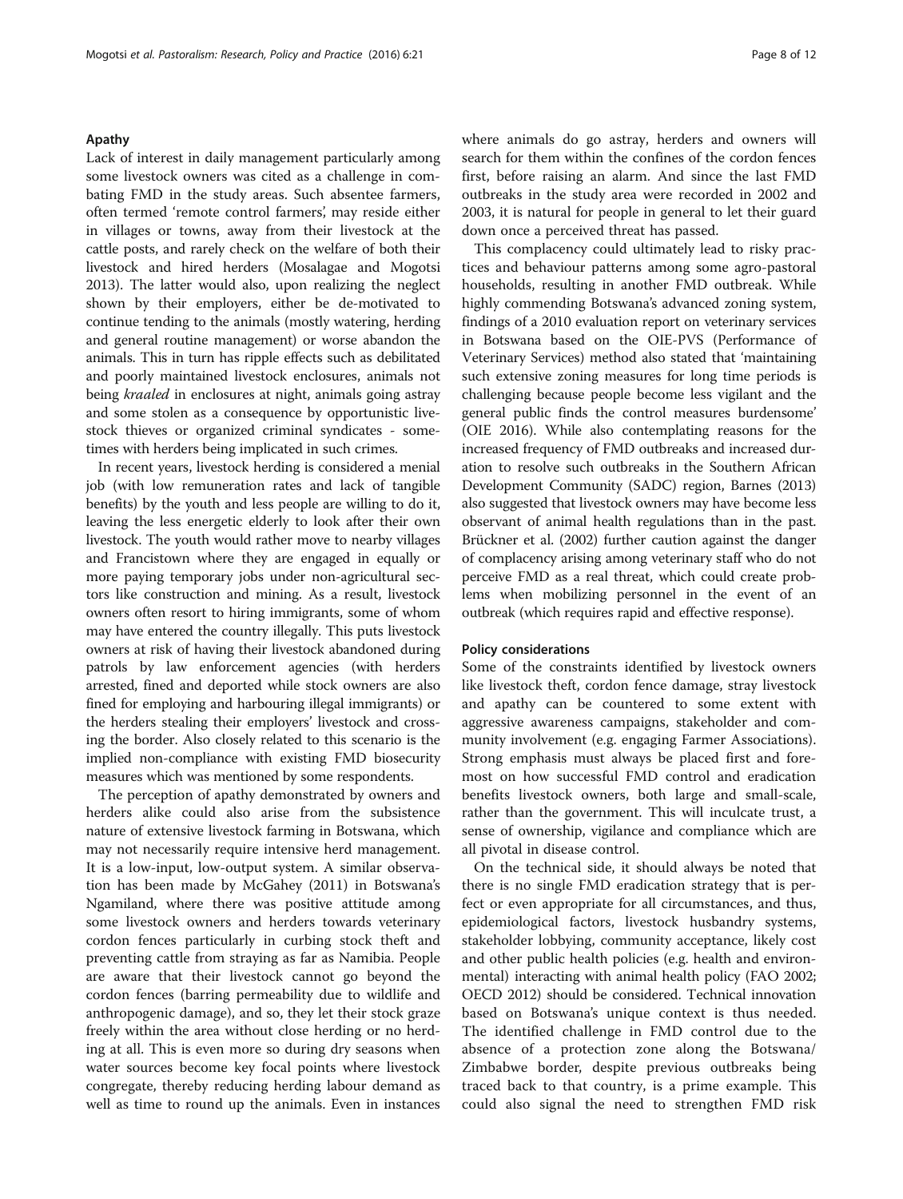### Apathy

Lack of interest in daily management particularly among some livestock owners was cited as a challenge in combating FMD in the study areas. Such absentee farmers, often termed 'remote control farmers', may reside either in villages or towns, away from their livestock at the cattle posts, and rarely check on the welfare of both their livestock and hired herders (Mosalagae and Mogotsi 2013). The latter would also, upon realizing the neglect shown by their employers, either be de-motivated to continue tending to the animals (mostly watering, herding and general routine management) or worse abandon the animals. This in turn has ripple effects such as debilitated and poorly maintained livestock enclosures, animals not being *kraaled* in enclosures at night, animals going astray and some stolen as a consequence by opportunistic livestock thieves or organized criminal syndicates - sometimes with herders being implicated in such crimes.

In recent years, livestock herding is considered a menial job (with low remuneration rates and lack of tangible benefits) by the youth and less people are willing to do it, leaving the less energetic elderly to look after their own livestock. The youth would rather move to nearby villages and Francistown where they are engaged in equally or more paying temporary jobs under non-agricultural sectors like construction and mining. As a result, livestock owners often resort to hiring immigrants, some of whom may have entered the country illegally. This puts livestock owners at risk of having their livestock abandoned during patrols by law enforcement agencies (with herders arrested, fined and deported while stock owners are also fined for employing and harbouring illegal immigrants) or the herders stealing their employers' livestock and crossing the border. Also closely related to this scenario is the implied non-compliance with existing FMD biosecurity measures which was mentioned by some respondents.

The perception of apathy demonstrated by owners and herders alike could also arise from the subsistence nature of extensive livestock farming in Botswana, which may not necessarily require intensive herd management. It is a low-input, low-output system. A similar observation has been made by McGahey (2011) in Botswana's Ngamiland, where there was positive attitude among some livestock owners and herders towards veterinary cordon fences particularly in curbing stock theft and preventing cattle from straying as far as Namibia. People are aware that their livestock cannot go beyond the cordon fences (barring permeability due to wildlife and anthropogenic damage), and so, they let their stock graze freely within the area without close herding or no herding at all. This is even more so during dry seasons when water sources become key focal points where livestock congregate, thereby reducing herding labour demand as well as time to round up the animals. Even in instances where animals do go astray, herders and owners will search for them within the confines of the cordon fences first, before raising an alarm. And since the last FMD outbreaks in the study area were recorded in 2002 and 2003, it is natural for people in general to let their guard down once a perceived threat has passed.

This complacency could ultimately lead to risky practices and behaviour patterns among some agro-pastoral households, resulting in another FMD outbreak. While highly commending Botswana's advanced zoning system, findings of a 2010 evaluation report on veterinary services in Botswana based on the OIE-PVS (Performance of Veterinary Services) method also stated that 'maintaining such extensive zoning measures for long time periods is challenging because people become less vigilant and the general public finds the control measures burdensome' (OIE 2016). While also contemplating reasons for the increased frequency of FMD outbreaks and increased duration to resolve such outbreaks in the Southern African Development Community (SADC) region, Barnes (2013) also suggested that livestock owners may have become less observant of animal health regulations than in the past. Brückner et al. (2002) further caution against the danger of complacency arising among veterinary staff who do not perceive FMD as a real threat, which could create problems when mobilizing personnel in the event of an outbreak (which requires rapid and effective response).

### Policy considerations

Some of the constraints identified by livestock owners like livestock theft, cordon fence damage, stray livestock and apathy can be countered to some extent with aggressive awareness campaigns, stakeholder and community involvement (e.g. engaging Farmer Associations). Strong emphasis must always be placed first and foremost on how successful FMD control and eradication benefits livestock owners, both large and small-scale, rather than the government. This will inculcate trust, a sense of ownership, vigilance and compliance which are all pivotal in disease control.

On the technical side, it should always be noted that there is no single FMD eradication strategy that is perfect or even appropriate for all circumstances, and thus, epidemiological factors, livestock husbandry systems, stakeholder lobbying, community acceptance, likely cost and other public health policies (e.g. health and environmental) interacting with animal health policy (FAO 2002; OECD 2012) should be considered. Technical innovation based on Botswana's unique context is thus needed. The identified challenge in FMD control due to the absence of a protection zone along the Botswana/Zimbabwe border, despite previous outbreaks being traced back to that country, is a prime example. This could also signal the need to strengthen FMD risk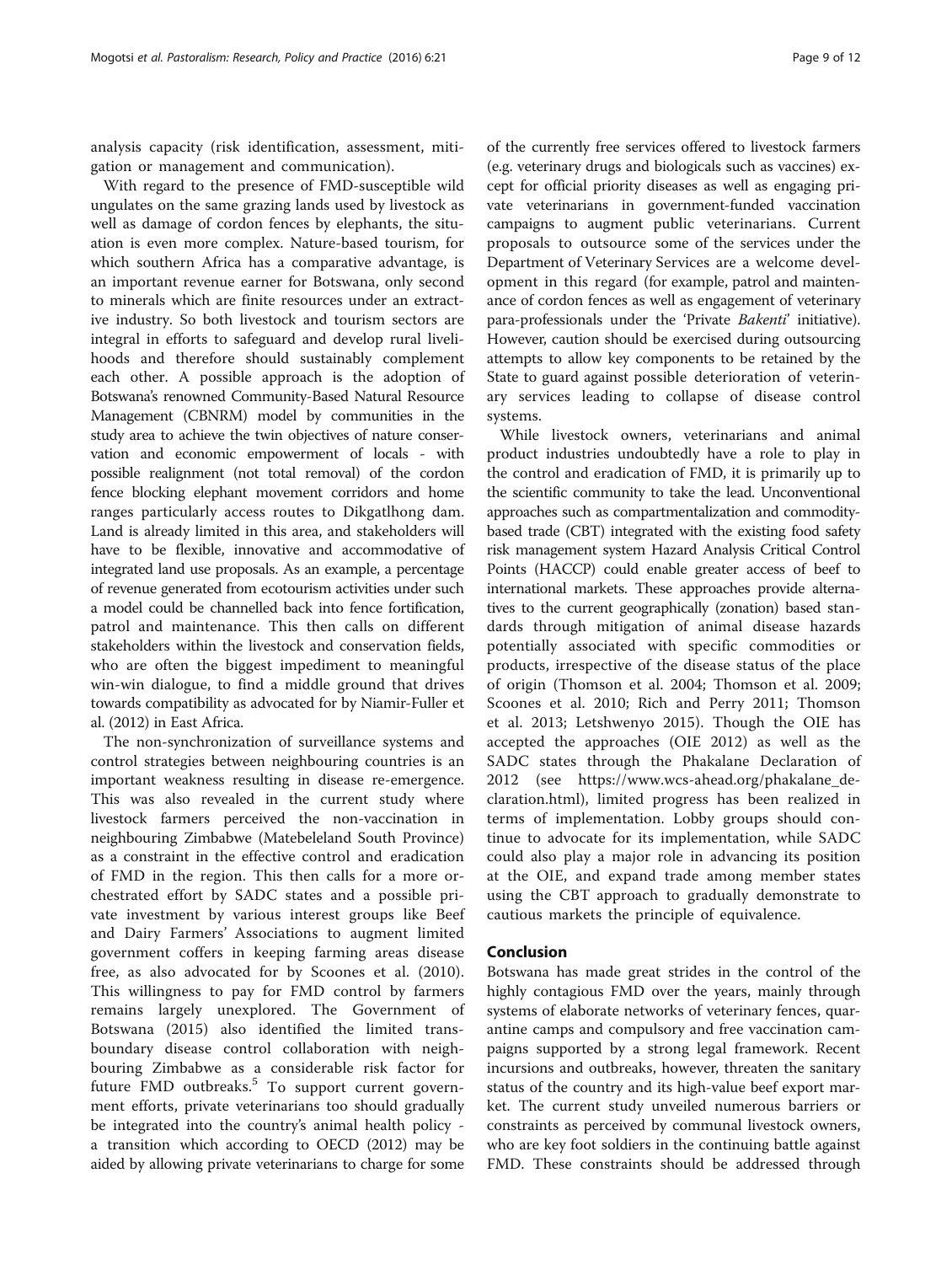analysis capacity (risk identification, assessment, mitigation or management and communication).

With regard to the presence of FMD-susceptible wild ungulates on the same grazing lands used by livestock as well as damage of cordon fences by elephants, the situation is even more complex. Nature-based tourism, for which southern Africa has a comparative advantage, is an important revenue earner for Botswana, only second to minerals which are finite resources under an extractive industry. So both livestock and tourism sectors are integral in efforts to safeguard and develop rural livelihoods and therefore should sustainably complement each other. A possible approach is the adoption of Botswana's renowned Community-Based Natural Resource Management (CBNRM) model by communities in the study area to achieve the twin objectives of nature conservation and economic empowerment of locals - with possible realignment (not total removal) of the cordon fence blocking elephant movement corridors and home ranges particularly access routes to Dikgatlhong dam. Land is already limited in this area, and stakeholders will have to be flexible, innovative and accommodative of integrated land use proposals. As an example, a percentage of revenue generated from ecotourism activities under such a model could be channelled back into fence fortification, patrol and maintenance. This then calls on different stakeholders within the livestock and conservation fields, who are often the biggest impediment to meaningful win-win dialogue, to find a middle ground that drives towards compatibility as advocated for by Niamir-Fuller et al. (2012) in East Africa.

The non-synchronization of surveillance systems and control strategies between neighbouring countries is an important weakness resulting in disease re-emergence. This was also revealed in the current study where livestock farmers perceived the non-vaccination in neighbouring Zimbabwe (Matebeleland South Province) as a constraint in the effective control and eradication of FMD in the region. This then calls for a more orchestrated effort by SADC states and a possible private investment by various interest groups like Beef and Dairy Farmers' Associations to augment limited government coffers in keeping farming areas disease free, as also advocated for by Scoones et al. (2010). This willingness to pay for FMD control by farmers remains largely unexplored. The Government of Botswana (2015) also identified the limited transboundary disease control collaboration with neighbouring Zimbabwe as a considerable risk factor for future FMD outbreaks.[5] To support current government efforts, private veterinarians too should gradually be integrated into the country's animal health policy - a transition which according to OECD (2012) may be aided by allowing private veterinarians to charge for some of the currently free services offered to livestock farmers (e.g. veterinary drugs and biologicals such as vaccines) except for official priority diseases as well as engaging private veterinarians in government-funded vaccination campaigns to augment public veterinarians. Current proposals to outsource some of the services under the Department of Veterinary Services are a welcome development in this regard (for example, patrol and maintenance of cordon fences as well as engagement of veterinary para-professionals under the 'Private *Bakenti*' initiative). However, caution should be exercised during outsourcing attempts to allow key components to be retained by the State to guard against possible deterioration of veterinary services leading to collapse of disease control systems.

While livestock owners, veterinarians and animal product industries undoubtedly have a role to play in the control and eradication of FMD, it is primarily up to the scientific community to take the lead. Unconventional approaches such as compartmentalization and commodity-based trade (CBT) integrated with the existing food safety risk management system Hazard Analysis Critical Control Points (HACCP) could enable greater access of beef to international markets. These approaches provide alternatives to the current geographically (zonation) based standards through mitigation of animal disease hazards potentially associated with specific commodities or products, irrespective of the disease status of the place of origin (Thomson et al. 2004; Thomson et al. 2009; Scoones et al. 2010; Rich and Perry 2011; Thomson et al. 2013; Letshwenyo 2015). Though the OIE has accepted the approaches (OIE 2012) as well as the SADC states through the Phakalane Declaration of 2012 (see https://www.wcs-ahead.org/phakalane_declaration.html), limited progress has been realized in terms of implementation. Lobby groups should continue to advocate for its implementation, while SADC could also play a major role in advancing its position at the OIE, and expand trade among member states using the CBT approach to gradually demonstrate to cautious markets the principle of equivalence.

## Conclusion

Botswana has made great strides in the control of the highly contagious FMD over the years, mainly through systems of elaborate networks of veterinary fences, quarantine camps and compulsory and free vaccination campaigns supported by a strong legal framework. Recent incursions and outbreaks, however, threaten the sanitary status of the country and its high-value beef export market. The current study unveiled numerous barriers or constraints as perceived by communal livestock owners, who are key foot soldiers in the continuing battle against FMD. These constraints should be addressed through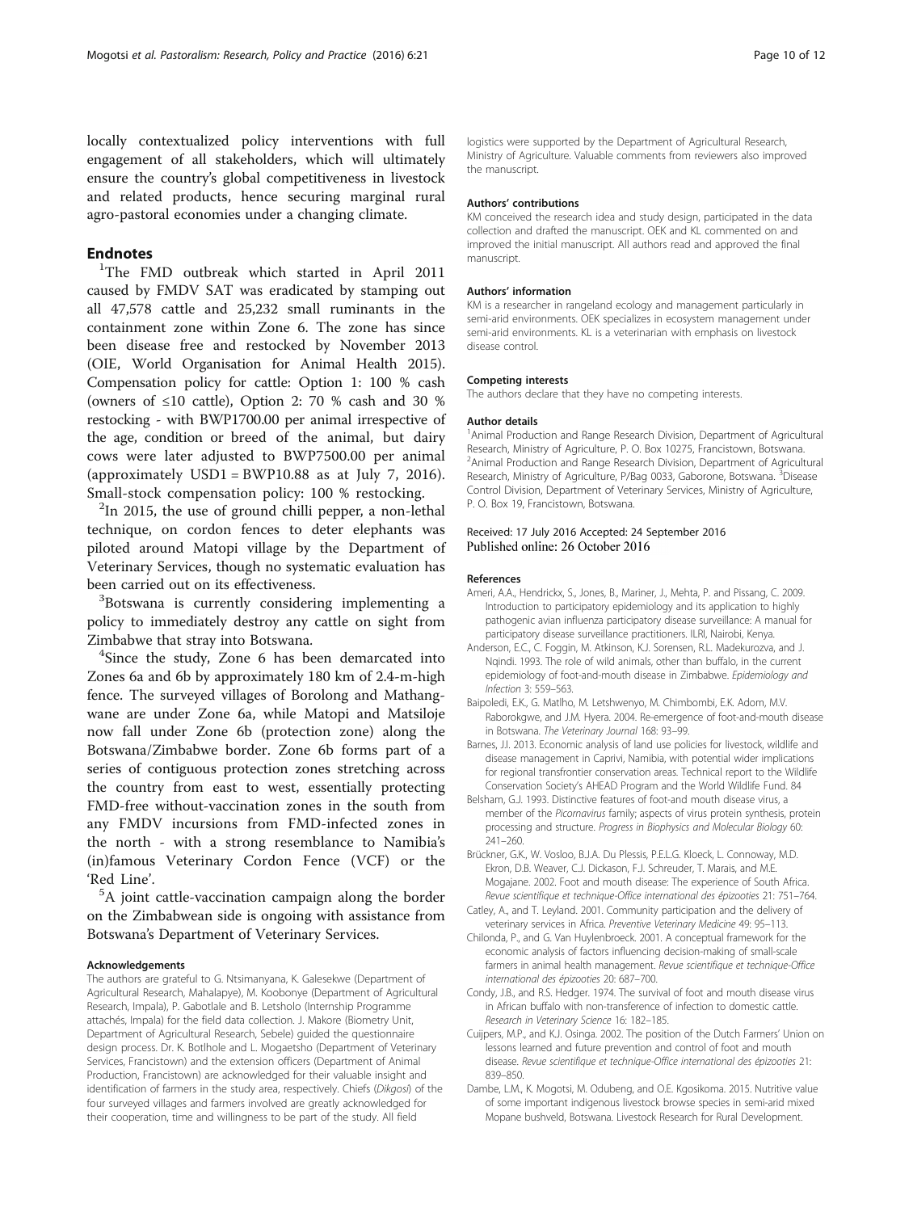locally contextualized policy interventions with full engagement of all stakeholders, which will ultimately ensure the country's global competitiveness in livestock and related products, hence securing marginal rural agro-pastoral economies under a changing climate.

## Endnotes

[1]The FMD outbreak which started in April 2011 caused by FMDV SAT was eradicated by stamping out all 47,578 cattle and 25,232 small ruminants in the containment zone within Zone 6. The zone has since been disease free and restocked by November 2013 (OIE, World Organisation for Animal Health 2015). Compensation policy for cattle: Option 1: 100 % cash (owners of ≤10 cattle), Option 2: 70 % cash and 30 % restocking - with BWP1700.00 per animal irrespective of the age, condition or breed of the animal, but dairy cows were later adjusted to BWP7500.00 per animal (approximately USD1 = BWP10.88 as at July 7, 2016). Small-stock compensation policy: 100 % restocking.

[2]In 2015, the use of ground chilli pepper, a non-lethal technique, on cordon fences to deter elephants was piloted around Matopi village by the Department of Veterinary Services, though no systematic evaluation has been carried out on its effectiveness.

[3]Botswana is currently considering implementing a policy to immediately destroy any cattle on sight from Zimbabwe that stray into Botswana.

[4]Since the study, Zone 6 has been demarcated into Zones 6a and 6b by approximately 180 km of 2.4-m-high fence. The surveyed villages of Borolong and Mathangwane are under Zone 6a, while Matopi and Matsiloje now fall under Zone 6b (protection zone) along the Botswana/Zimbabwe border. Zone 6b forms part of a series of contiguous protection zones stretching across the country from east to west, essentially protecting FMD-free without-vaccination zones in the south from any FMDV incursions from FMD-infected zones in the north - with a strong resemblance to Namibia's (in)famous Veterinary Cordon Fence (VCF) or the 'Red Line'.

[5]A joint cattle-vaccination campaign along the border on the Zimbabwean side is ongoing with assistance from Botswana's Department of Veterinary Services.

#### Acknowledgements

The authors are grateful to G. Ntsimanyana, K. Galesekwe (Department of Agricultural Research, Mahalapye), M. Koobonye (Department of Agricultural Research, Impala), P. Gabotlale and B. Letsholo (Internship Programme attachés, Impala) for the field data collection. J. Makore (Biometry Unit, Department of Agricultural Research, Sebele) guided the questionnaire design process. Dr. K. Botlhole and L. Mogaetsho (Department of Veterinary Services, Francistown) and the extension officers (Department of Animal Production, Francistown) are acknowledged for their valuable insight and identification of farmers in the study area, respectively. Chiefs (*Dikgosi*) of the four surveyed villages and farmers involved are greatly acknowledged for their cooperation, time and willingness to be part of the study. All field logistics were supported by the Department of Agricultural Research, Ministry of Agriculture. Valuable comments from reviewers also improved the manuscript.

#### Authors' contributions

KM conceived the research idea and study design, participated in the data collection and drafted the manuscript. OEK and KL commented on and improved the initial manuscript. All authors read and approved the final manuscript.

#### Authors' information

KM is a researcher in rangeland ecology and management particularly in semi-arid environments. OEK specializes in ecosystem management under semi-arid environments. KL is a veterinarian with emphasis on livestock disease control.

#### Competing interests

The authors declare that they have no competing interests.

#### Author details

[1]Animal Production and Range Research Division, Department of Agricultural Research, Ministry of Agriculture, P. O. Box 10275, Francistown, Botswana. [2]Animal Production and Range Research Division, Department of Agricultural Research, Ministry of Agriculture, P/Bag 0033, Gaborone, Botswana. [3]Disease Control Division, Department of Veterinary Services, Ministry of Agriculture, P. O. Box 19, Francistown, Botswana.

Received: 17 July 2016 Accepted: 24 September 2016
Published online: 26 October 2016

#### References

Ameri, A.A., Hendrickx, S., Jones, B., Mariner, J., Mehta, P. and Pissang, C. 2009. Introduction to participatory epidemiology and its application to highly pathogenic avian influenza participatory disease surveillance: A manual for participatory disease surveillance practitioners. ILRI, Nairobi, Kenya.

Anderson, E.C., C. Foggin, M. Atkinson, K.J. Sorensen, R.L. Madekurozva, and J. Nqindi. 1993. The role of wild animals, other than buffalo, in the current epidemiology of foot-and-mouth disease in Zimbabwe. *Epidemiology and Infection* 3: 559–563.

Baipoledi, E.K., G. Matlho, M. Letshwenyo, M. Chimbombi, E.K. Adom, M.V. Raborokgwe, and J.M. Hyera. 2004. Re-emergence of foot-and-mouth disease in Botswana. *The Veterinary Journal* 168: 93–99.

Barnes, J.I. 2013. Economic analysis of land use policies for livestock, wildlife and disease management in Caprivi, Namibia, with potential wider implications for regional transfrontier conservation areas. Technical report to the Wildlife Conservation Society's AHEAD Program and the World Wildlife Fund. 84

Belsham, G.J. 1993. Distinctive features of foot-and-mouth disease virus, a member of the *Picornavirus* family; aspects of virus protein synthesis, protein processing and structure. *Progress in Biophysics and Molecular Biology* 60: 241–260.

Brückner, G.K., W. Vosloo, B.J.A. Du Plessis, P.E.L.G. Kloeck, L. Connoway, M.D. Ekron, D.B. Weaver, C.J. Dickason, F.J. Schreuder, T. Marais, and M.E. Mogajane. 2002. Foot and mouth disease: The experience of South Africa. *Revue scientifique et technique-Office international des épizooties* 21: 751–764.

Catley, A., and T. Leyland. 2001. Community participation and the delivery of veterinary services in Africa. *Preventive Veterinary Medicine* 49: 95–113.

Chilonda, P., and G. Van Huylenbroeck. 2001. A conceptual framework for the economic analysis of factors influencing decision-making of small-scale farmers in animal health management. *Revue scientifique et technique-Office international des épizooties* 20: 687–700.

Condy, J.B., and R.S. Hedger. 1974. The survival of foot and mouth disease virus in African buffalo with non-transference of infection to domestic cattle. *Research in Veterinary Science* 16: 182–185.

Cuijpers, M.P., and K.J. Osinga. 2002. The position of the Dutch Farmers' Union on lessons learned and future prevention and control of foot and mouth disease. *Revue scientifique et technique-Office international des épizooties* 21: 839–850.

Dambe, L.M., K. Mogotsi, M. Odubeng, and O.E. Kgosikoma. 2015. Nutritive value of some important indigenous livestock browse species in semi-arid mixed Mopane bushveld, Botswana. Livestock Research for Rural Development.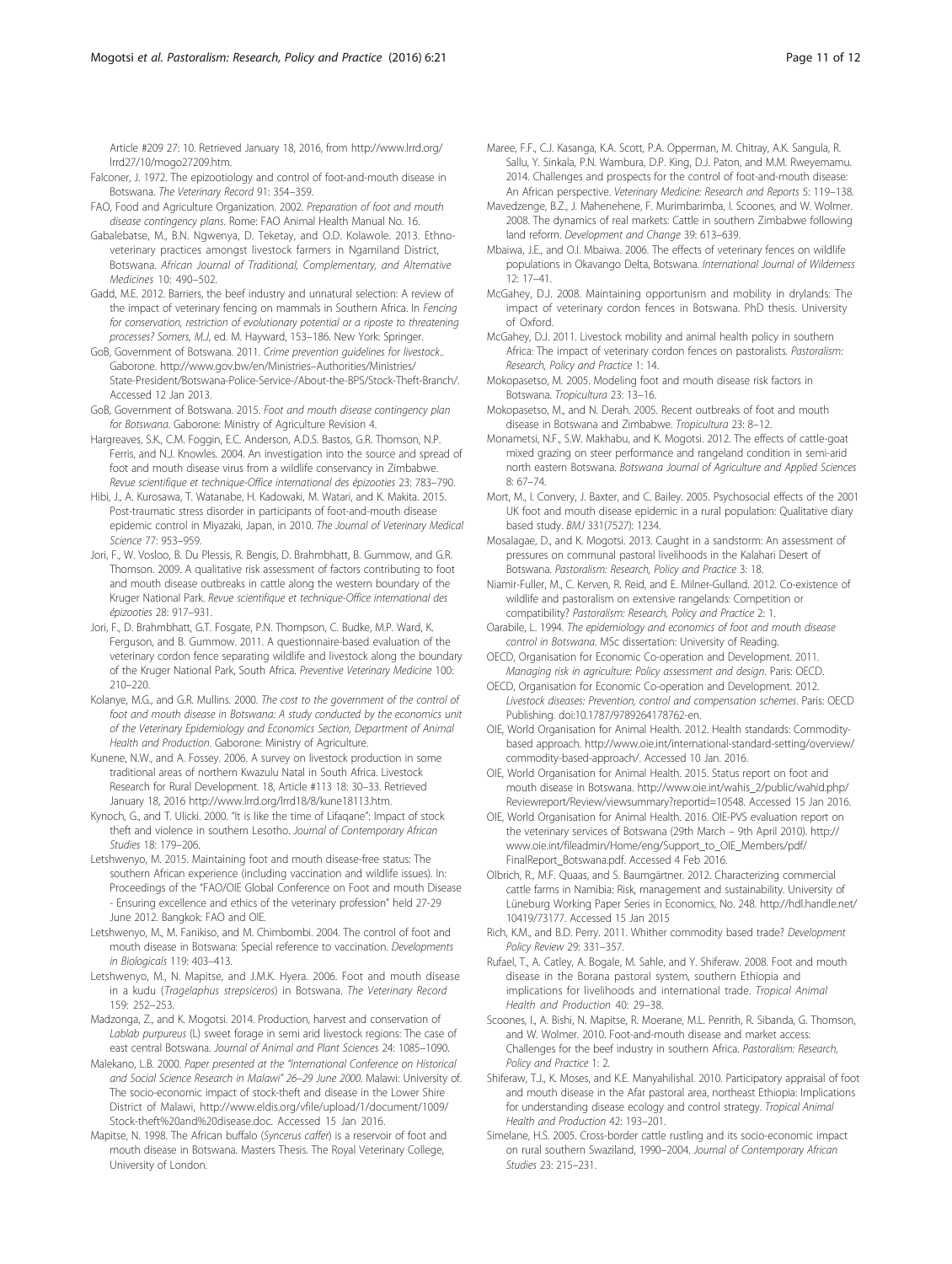Article #209 27: 10. Retrieved January 18, 2016, from http://www.lrrd.org/lrrd27/10/mogo27209.htm.

Falconer, J. 1972. The epizootiology and control of foot-and-mouth disease in Botswana. *The Veterinary Record* 91: 354–359.

FAO, Food and Agriculture Organization. 2002. *Preparation of foot and mouth disease contingency plans*. Rome: FAO Animal Health Manual No. 16.

Gabalebatse, M., B.N. Ngwenya, D. Teketay, and O.D. Kolawole. 2013. Ethno-veterinary practices amongst livestock farmers in Ngamiland District, Botswana. *African Journal of Traditional, Complementary, and Alternative Medicines* 10: 490–502.

Gadd, M.E. 2012. Barriers, the beef industry and unnatural selection: A review of the impact of veterinary fencing on mammals in Southern Africa. In *Fencing for conservation, restriction of evolutionary potential or a riposte to threatening processes? Somers, M.J*, ed. M. Hayward, 153–186. New York: Springer.

GoB, Government of Botswana. 2011. *Crime prevention guidelines for livestock.*. Gaborone. http://www.gov.bw/en/Ministries--Authorities/Ministries/State-President/Botswana-Police-Service-/About-the-BPS/Stock-Theft-Branch/. Accessed 12 Jan 2013.

GoB, Government of Botswana. 2015. *Foot and mouth disease contingency plan for Botswana*. Gaborone: Ministry of Agriculture Revision 4.

Hargreaves, S.K., C.M. Foggin, E.C. Anderson, A.D.S. Bastos, G.R. Thomson, N.P. Ferris, and N.J. Knowles. 2004. An investigation into the source and spread of foot and mouth disease virus from a wildlife conservancy in Zimbabwe. *Revue scientifique et technique-Office international des épizooties* 23: 783–790.

Hibi, J., A. Kurosawa, T. Watanabe, H. Kadowaki, M. Watari, and K. Makita. 2015. Post-traumatic stress disorder in participants of foot-and-mouth disease epidemic control in Miyazaki, Japan, in 2010. *The Journal of Veterinary Medical Science* 77: 953–959.

Jori, F., W. Vosloo, B. Du Plessis, R. Bengis, D. Brahmbhatt, B. Gummow, and G.R. Thomson. 2009. A qualitative risk assessment of factors contributing to foot and mouth disease outbreaks in cattle along the western boundary of the Kruger National Park. *Revue scientifique et technique-Office international des épizooties* 28: 917–931.

Jori, F., D. Brahmbhatt, G.T. Fosgate, P.N. Thompson, C. Budke, M.P. Ward, K. Ferguson, and B. Gummow. 2011. A questionnaire-based evaluation of the veterinary cordon fence separating wildlife and livestock along the boundary of the Kruger National Park, South Africa. *Preventive Veterinary Medicine* 100: 210–220.

Kolanye, M.G., and G.R. Mullins. 2000. *The cost to the government of the control of foot and mouth disease in Botswana: A study conducted by the economics unit of the Veterinary Epidemiology and Economics Section, Department of Animal Health and Production*. Gaborone: Ministry of Agriculture.

Kunene, N.W., and A. Fossey. 2006. A survey on livestock production in some traditional areas of northern Kwazulu Natal in South Africa. Livestock Research for Rural Development. 18, Article #113 18: 30–33. Retrieved January 18, 2016 http://www.lrrd.org/lrrd18/8/kune18113.htm.

Kynoch, G., and T. Ulicki. 2000. "It is like the time of Lifaqane": Impact of stock theft and violence in southern Lesotho. *Journal of Contemporary African Studies* 18: 179–206.

Letshwenyo, M. 2015. Maintaining foot and mouth disease-free status: The southern African experience (including vaccination and wildlife issues). In: Proceedings of the "FAO/OIE Global Conference on Foot and mouth Disease - Ensuring excellence and ethics of the veterinary profession" held 27-29 June 2012. Bangkok: FAO and OIE.

Letshwenyo, M., M. Fanikiso, and M. Chimbombi. 2004. The control of foot and mouth disease in Botswana: Special reference to vaccination. *Developments in Biologicals* 119: 403–413.

Letshwenyo, M., N. Mapitse, and J.M.K. Hyera. 2006. Foot and mouth disease in a kudu (*Tragelaphus strepsiceros*) in Botswana. *The Veterinary Record* 159: 252–253.

Madzonga, Z., and K. Mogotsi. 2014. Production, harvest and conservation of *Lablab purpureus* (L) sweet forage in semi arid livestock regions: The case of east central Botswana. *Journal of Animal and Plant Sciences* 24: 1085–1090.

Malekano, L.B. 2000. *Paper presented at the "International Conference on Historical and Social Science Research in Malawi" 26–29 June 2000*. Malawi: University of. The socio-economic impact of stock-theft and disease in the Lower Shire District of Malawi, http://www.eldis.org/vfile/upload/1/document/1009/Stock-theft%20and%20disease.doc. Accessed 15 Jan 2016.

Mapitse, N. 1998. The African buffalo (*Syncerus caffer*) is a reservoir of foot and mouth disease in Botswana. Masters Thesis. The Royal Veterinary College, University of London.

Maree, F.F., C.J. Kasanga, K.A. Scott, P.A. Opperman, M. Chitray, A.K. Sangula, R. Sallu, Y. Sinkala, P.N. Wambura, D.P. King, D.J. Paton, and M.M. Rweyemamu. 2014. Challenges and prospects for the control of foot-and-mouth disease: An African perspective. *Veterinary Medicine: Research and Reports* 5: 119–138.

Mavedzenge, B.Z., J. Mahenehene, F. Murimbarimba, I. Scoones, and W. Wolmer. 2008. The dynamics of real markets: Cattle in southern Zimbabwe following land reform. *Development and Change* 39: 613–639.

Mbaiwa, J.E., and O.I. Mbaiwa. 2006. The effects of veterinary fences on wildlife populations in Okavango Delta, Botswana. *International Journal of Wilderness* 12: 17–41.

McGahey, D.J. 2008. Maintaining opportunism and mobility in drylands: The impact of veterinary cordon fences in Botswana. PhD thesis. University of Oxford.

McGahey, D.J. 2011. Livestock mobility and animal health policy in southern Africa: The impact of veterinary cordon fences on pastoralists. *Pastoralism: Research, Policy and Practice* 1: 14.

Mokopasetso, M. 2005. Modeling foot and mouth disease risk factors in Botswana. *Tropicultura* 23: 13–16.

Mokopasetso, M., and N. Derah. 2005. Recent outbreaks of foot and mouth disease in Botswana and Zimbabwe. *Tropicultura* 23: 8–12.

Monametsi, N.F., S.W. Makhabu, and K. Mogotsi. 2012. The effects of cattle-goat mixed grazing on steer performance and rangeland condition in semi-arid north eastern Botswana. *Botswana Journal of Agriculture and Applied Sciences* 8: 67–74.

Mort, M., I. Convery, J. Baxter, and C. Bailey. 2005. Psychosocial effects of the 2001 UK foot and mouth disease epidemic in a rural population: Qualitative diary based study. *BMJ* 331(7527): 1234.

Mosalagae, D., and K. Mogotsi. 2013. Caught in a sandstorm: An assessment of pressures on communal pastoral livelihoods in the Kalahari Desert of Botswana. *Pastoralism: Research, Policy and Practice* 3: 18.

Niamir-Fuller, M., C. Kerven, R. Reid, and E. Milner-Gulland. 2012. Co-existence of wildlife and pastoralism on extensive rangelands: Competition or compatibility? *Pastoralism: Research, Policy and Practice* 2: 1.

Oarabile, L. 1994. *The epidemiology and economics of foot and mouth disease control in Botswana*. MSc dissertation: University of Reading.

OECD, Organisation for Economic Co-operation and Development. 2011. *Managing risk in agriculture: Policy assessment and design*. Paris: OECD.

OECD, Organisation for Economic Co-operation and Development. 2012. *Livestock diseases: Prevention, control and compensation schemes*. Paris: OECD Publishing. doi:10.1787/9789264178762-en.

OIE, World Organisation for Animal Health. 2012. Health standards: Commodity-based approach. http://www.oie.int/international-standard-setting/overview/commodity-based-approach/. Accessed 10 Jan. 2016.

OIE, World Organisation for Animal Health. 2015. Status report on foot and mouth disease in Botswana. http://www.oie.int/wahis_2/public/wahid.php/Reviewreport/Review/viewsummary?reportid=10548. Accessed 15 Jan 2016.

OIE, World Organisation for Animal Health. 2016. OIE-PVS evaluation report on the veterinary services of Botswana (29th March – 9th April 2010). http://www.oie.int/fileadmin/Home/eng/Support_to_OIE_Members/pdf/FinalReport_Botswana.pdf. Accessed 4 Feb 2016.

Olbrich, R., M.F. Quaas, and S. Baumgärtner. 2012. Characterizing commercial cattle farms in Namibia: Risk, management and sustainability. University of Lüneburg Working Paper Series in Economics, No. 248. http://hdl.handle.net/10419/73177. Accessed 15 Jan 2015

Rich, K.M., and B.D. Perry. 2011. Whither commodity based trade? *Development Policy Review* 29: 331–357.

Rufael, T., A. Catley, A. Bogale, M. Sahle, and Y. Shiferaw. 2008. Foot and mouth disease in the Borana pastoral system, southern Ethiopia and implications for livelihoods and international trade. *Tropical Animal Health and Production* 40: 29–38.

Scoones, I., A. Bishi, N. Mapitse, R. Moerane, M.L. Penrith, R. Sibanda, G. Thomson, and W. Wolmer. 2010. Foot-and-mouth disease and market access: Challenges for the beef industry in southern Africa. *Pastoralism: Research, Policy and Practice* 1: 2.

Shiferaw, T.J., K. Moses, and K.E. Manyahilishal. 2010. Participatory appraisal of foot and mouth disease in the Afar pastoral area, northeast Ethiopia: Implications for understanding disease ecology and control strategy. *Tropical Animal Health and Production* 42: 193–201.

Simelane, H.S. 2005. Cross-border cattle rustling and its socio-economic impact on rural southern Swaziland, 1990–2004. *Journal of Contemporary African Studies* 23: 215–231.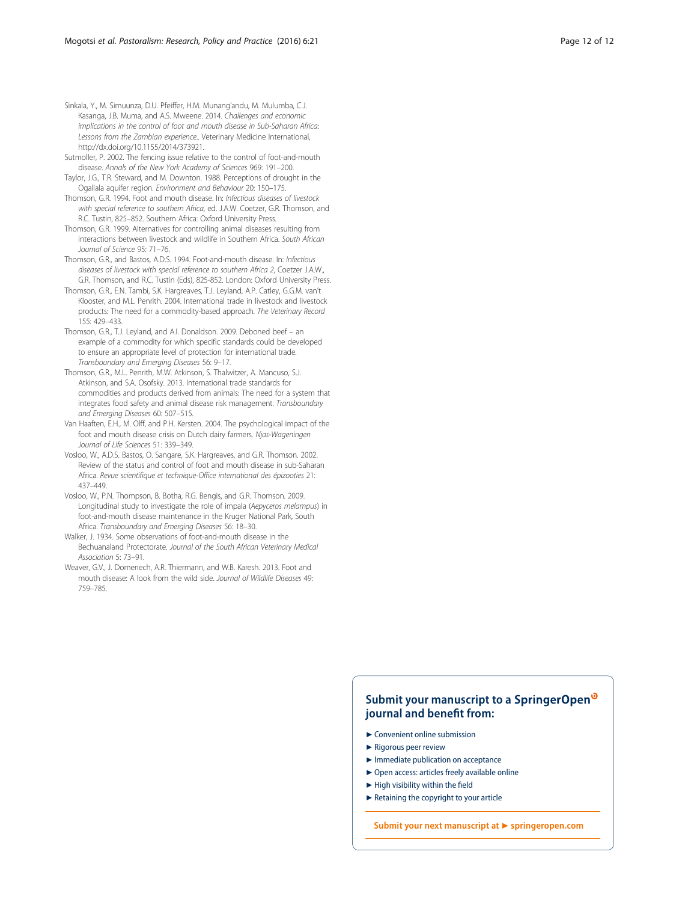Sinkala, Y., M. Simuunza, D.U. Pfeiffer, H.M. Munang'andu, M. Mulumba, C.J. Kasanga, J.B. Muma, and A.S. Mweene. 2014. *Challenges and economic implications in the control of foot and mouth disease in Sub-Saharan Africa: Lessons from the Zambian experience.*. Veterinary Medicine International, http://dx.doi.org/10.1155/2014/373921.

Sutmoller, P. 2002. The fencing issue relative to the control of foot-and-mouth disease. *Annals of the New York Academy of Sciences* 969: 191–200.

Taylor, J.G., T.R. Steward, and M. Downton. 1988. Perceptions of drought in the Ogallala aquifer region. *Environment and Behaviour* 20: 150–175.

Thomson, G.R. 1994. Foot and mouth disease. In: *Infectious diseases of livestock with special reference to southern Africa*, ed. J.A.W. Coetzer, G.R. Thomson, and R.C. Tustin, 825–852. Southern Africa: Oxford University Press.

Thomson, G.R. 1999. Alternatives for controlling animal diseases resulting from interactions between livestock and wildlife in Southern Africa. *South African Journal of Science* 95: 71–76.

Thomson, G.R., and Bastos, A.D.S. 1994. Foot-and-mouth disease. In: *Infectious diseases of livestock with special reference to southern Africa 2*, Coetzer J.A.W., G.R. Thomson, and R.C. Tustin (Eds), 825-852. London: Oxford University Press.

Thomson, G.R., E.N. Tambi, S.K. Hargreaves, T.J. Leyland, A.P. Catley, G.G.M. van't Klooster, and M.L. Penrith. 2004. International trade in livestock and livestock products: The need for a commodity-based approach. *The Veterinary Record* 155: 429–433.

Thomson, G.R., T.J. Leyland, and A.I. Donaldson. 2009. Deboned beef – an example of a commodity for which specific standards could be developed to ensure an appropriate level of protection for international trade. *Transboundary and Emerging Diseases* 56: 9–17.

Thomson, G.R., M.L. Penrith, M.W. Atkinson, S. Thalwitzer, A. Mancuso, S.J. Atkinson, and S.A. Osofsky. 2013. International trade standards for commodities and products derived from animals: The need for a system that integrates food safety and animal disease risk management. *Transboundary and Emerging Diseases* 60: 507–515.

Van Haaften, E.H., M. Olff, and P.H. Kersten. 2004. The psychological impact of the foot and mouth disease crisis on Dutch dairy farmers. *Njas-Wageningen Journal of Life Sciences* 51: 339–349.

Vosloo, W., A.D.S. Bastos, O. Sangare, S.K. Hargreaves, and G.R. Thomson. 2002. Review of the status and control of foot and mouth disease in sub-Saharan Africa. *Revue scientifique et technique-Office international des épizooties* 21: 437–449.

Vosloo, W., P.N. Thompson, B. Botha, R.G. Bengis, and G.R. Thomson. 2009. Longitudinal study to investigate the role of impala (*Aepyceros melampus*) in foot-and-mouth disease maintenance in the Kruger National Park, South Africa. *Transboundary and Emerging Diseases* 56: 18–30.

Walker, J. 1934. Some observations of foot-and-mouth disease in the Bechuanaland Protectorate. *Journal of the South African Veterinary Medical Association* 5: 73–91.

Weaver, G.V., J. Domenech, A.R. Thiermann, and W.B. Karesh. 2013. Foot and mouth disease: A look from the wild side. *Journal of Wildlife Diseases* 49: 759–785.

**Submit your manuscript to a SpringerOpen journal and benefit from:**

- ► Convenient online submission
- ► Rigorous peer review
- ► Immediate publication on acceptance
- ► Open access: articles freely available online
- ► High visibility within the field
- ► Retaining the copyright to your article

**Submit your next manuscript at ► springeropen.com**